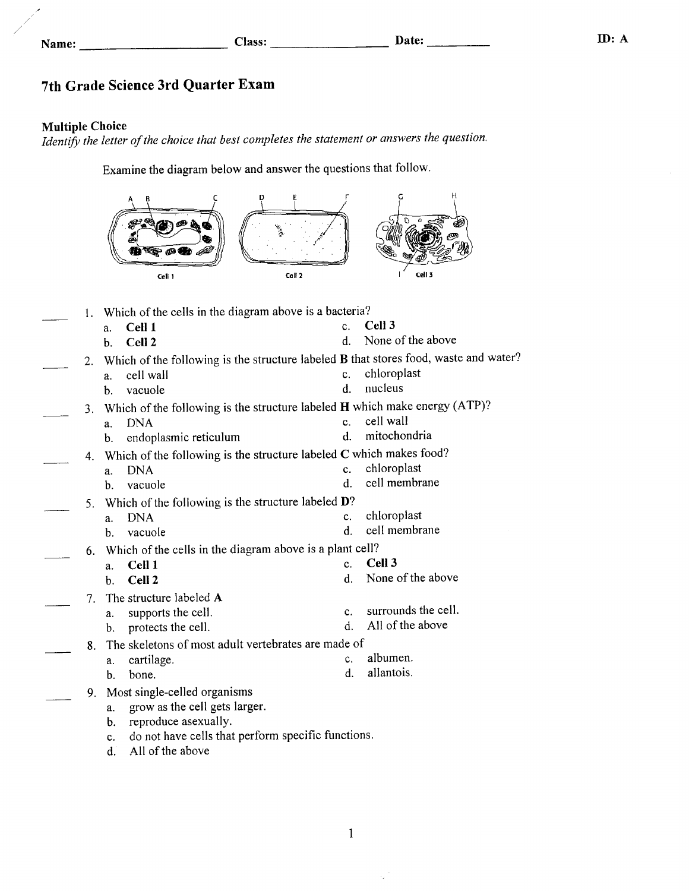Name: ______________________ Class: ________________ Date: _________ ID: A

# 7th Grade Science 3rd Quarter Exam

**Multiple Choice**
*Identify the letter of the choice that best completes the statement or answers the question.*

Examine the diagram below and answer the questions that follow.

Cell 1    Cell 2    Cell 3

____ 1. Which of the cells in the diagram above is a bacteria?
   a. **Cell 1**
   b. **Cell 2**
   c. **Cell 3**
   d. None of the above

____ 2. Which of the following is the structure labeled **B** that stores food, waste and water?
   a. cell wall
   b. vacuole
   c. chloroplast
   d. nucleus

____ 3. Which of the following is the structure labeled **H** which make energy (ATP)?
   a. DNA
   b. endoplasmic reticulum
   c. cell wall
   d. mitochondria

____ 4. Which of the following is the structure labeled **C** which makes food?
   a. DNA
   b. vacuole
   c. chloroplast
   d. cell membrane

____ 5. Which of the following is the structure labeled **D**?
   a. DNA
   b. vacuole
   c. chloroplast
   d. cell membrane

____ 6. Which of the cells in the diagram above is a plant cell?
   a. **Cell 1**
   b. **Cell 2**
   c. **Cell 3**
   d. None of the above

____ 7. The structure labeled **A**
   a. supports the cell.
   b. protects the cell.
   c. surrounds the cell.
   d. All of the above

____ 8. The skeletons of most adult vertebrates are made of
   a. cartilage.
   b. bone.
   c. albumen.
   d. allantois.

____ 9. Most single-celled organisms
   a. grow as the cell gets larger.
   b. reproduce asexually.
   c. do not have cells that perform specific functions.
   d. All of the above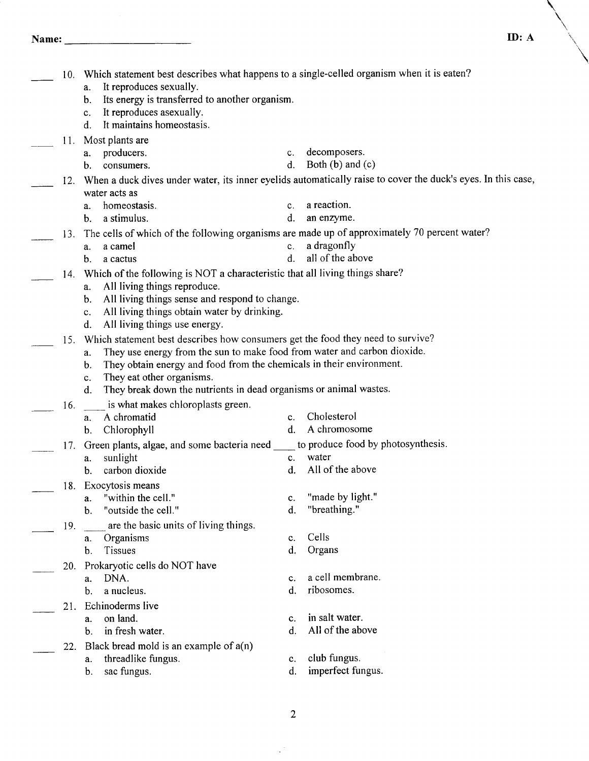Name: ______________________ ID: A

____ 10. Which statement best describes what happens to a single-celled organism when it is eaten?
a. It reproduces sexually.
b. Its energy is transferred to another organism.
c. It reproduces asexually.
d. It maintains homeostasis.

____ 11. Most plants are
a. producers.
b. consumers.
c. decomposers.
d. Both (b) and (c)

____ 12. When a duck dives under water, its inner eyelids automatically raise to cover the duck's eyes. In this case, water acts as
a. homeostasis.
b. a stimulus.
c. a reaction.
d. an enzyme.

____ 13. The cells of which of the following organisms are made up of approximately 70 percent water?
a. a camel
b. a cactus
c. a dragonfly
d. all of the above

____ 14. Which of the following is NOT a characteristic that all living things share?
a. All living things reproduce.
b. All living things sense and respond to change.
c. All living things obtain water by drinking.
d. All living things use energy.

____ 15. Which statement best describes how consumers get the food they need to survive?
a. They use energy from the sun to make food from water and carbon dioxide.
b. They obtain energy and food from the chemicals in their environment.
c. They eat other organisms.
d. They break down the nutrients in dead organisms or animal wastes.

____ 16. ____ is what makes chloroplasts green.
a. A chromatid
b. Chlorophyll
c. Cholesterol
d. A chromosome

____ 17. Green plants, algae, and some bacteria need ____ to produce food by photosynthesis.
a. sunlight
b. carbon dioxide
c. water
d. All of the above

____ 18. Exocytosis means
a. "within the cell."
b. "outside the cell."
c. "made by light."
d. "breathing."

____ 19. ____ are the basic units of living things.
a. Organisms
b. Tissues
c. Cells
d. Organs

____ 20. Prokaryotic cells do NOT have
a. DNA.
b. a nucleus.
c. a cell membrane.
d. ribosomes.

____ 21. Echinoderms live
a. on land.
b. in fresh water.
c. in salt water.
d. All of the above

____ 22. Black bread mold is an example of a(n)
a. threadlike fungus.
b. sac fungus.
c. club fungus.
d. imperfect fungus.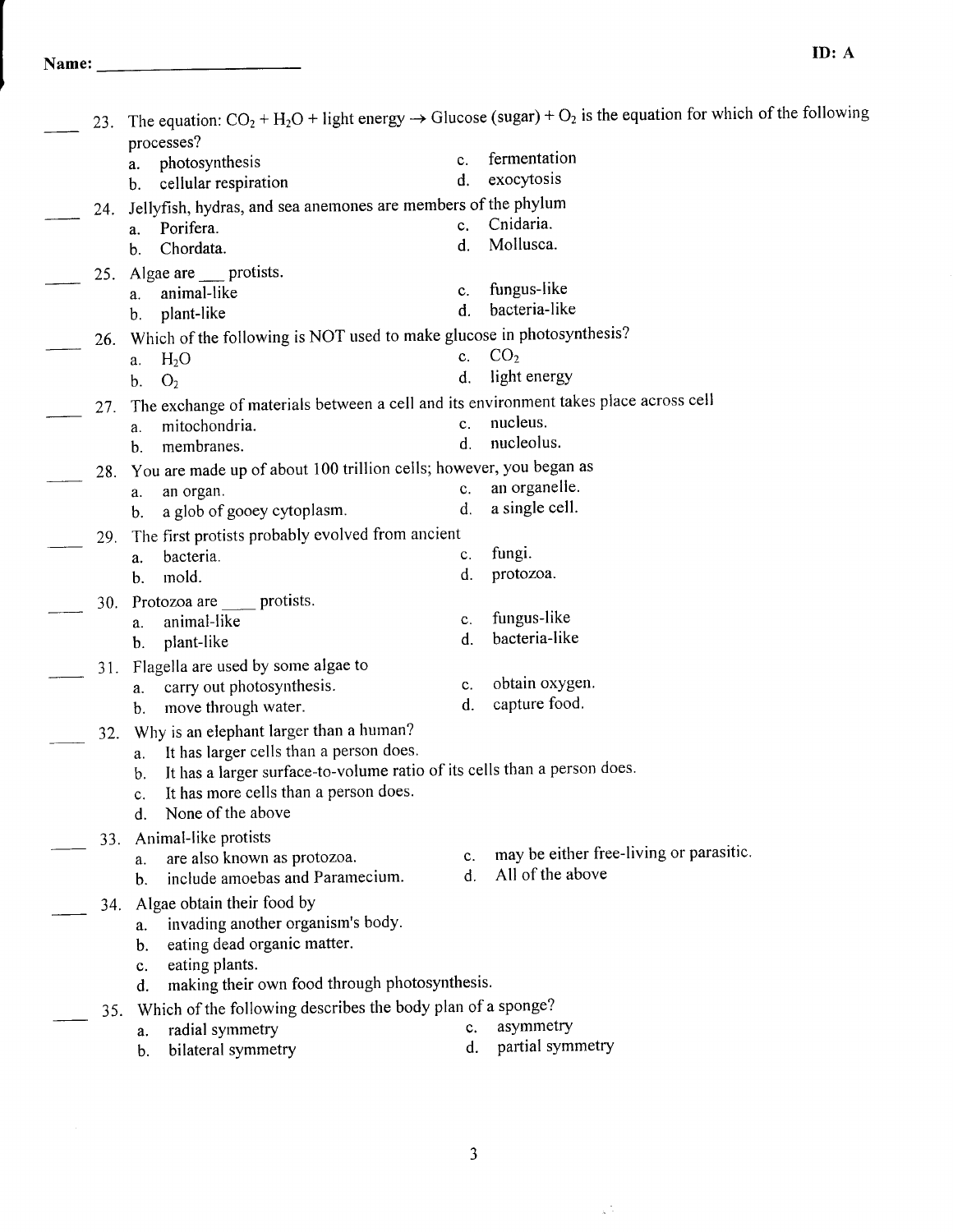Name: ______________________ ID: A

____ 23. The equation: $CO_2 + H_2O$ + light energy $\rightarrow$ Glucose (sugar) + $O_2$ is the equation for which of the following processes?
a. photosynthesis
b. cellular respiration
c. fermentation
d. exocytosis

____ 24. Jellyfish, hydras, and sea anemones are members of the phylum
a. Porifera.
b. Chordata.
c. Cnidaria.
d. Mollusca.

____ 25. Algae are ___ protists.
a. animal-like
b. plant-like
c. fungus-like
d. bacteria-like

____ 26. Which of the following is NOT used to make glucose in photosynthesis?
a. $H_2O$
b. $O_2$
c. $CO_2$
d. light energy

____ 27. The exchange of materials between a cell and its environment takes place across cell
a. mitochondria.
b. membranes.
c. nucleus.
d. nucleolus.

____ 28. You are made up of about 100 trillion cells; however, you began as
a. an organ.
b. a glob of gooey cytoplasm.
c. an organelle.
d. a single cell.

____ 29. The first protists probably evolved from ancient
a. bacteria.
b. mold.
c. fungi.
d. protozoa.

____ 30. Protozoa are ____ protists.
a. animal-like
b. plant-like
c. fungus-like
d. bacteria-like

____ 31. Flagella are used by some algae to
a. carry out photosynthesis.
b. move through water.
c. obtain oxygen.
d. capture food.

____ 32. Why is an elephant larger than a human?
a. It has larger cells than a person does.
b. It has a larger surface-to-volume ratio of its cells than a person does.
c. It has more cells than a person does.
d. None of the above

____ 33. Animal-like protists
a. are also known as protozoa.
b. include amoebas and Paramecium.
c. may be either free-living or parasitic.
d. All of the above

____ 34. Algae obtain their food by
a. invading another organism's body.
b. eating dead organic matter.
c. eating plants.
d. making their own food through photosynthesis.

____ 35. Which of the following describes the body plan of a sponge?
a. radial symmetry
b. bilateral symmetry
c. asymmetry
d. partial symmetry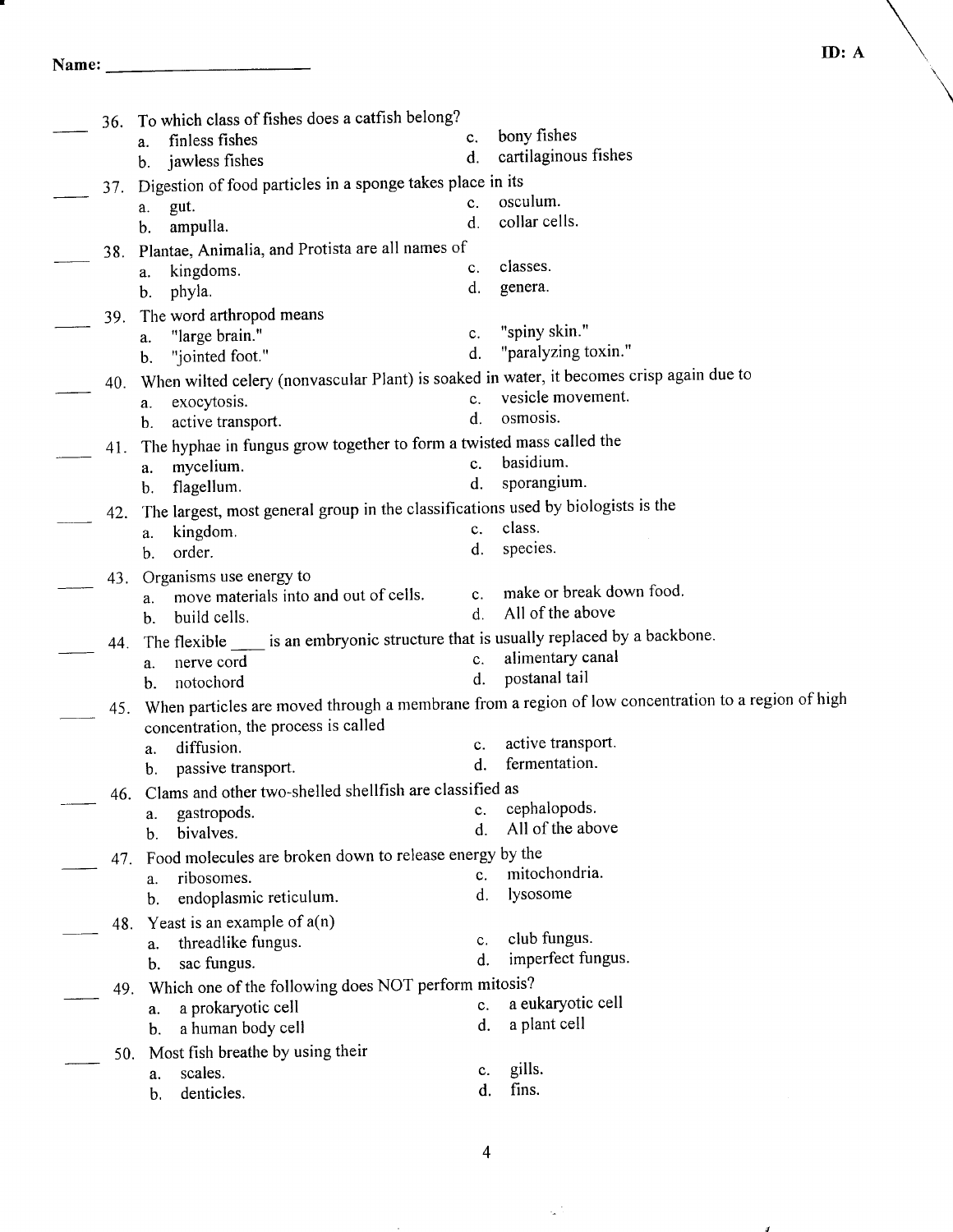Name: ____________________

ID: A

____ 36. To which class of fishes does a catfish belong?
   a. finless fishes
   b. jawless fishes
   c. bony fishes
   d. cartilaginous fishes

____ 37. Digestion of food particles in a sponge takes place in its
   a. gut.
   b. ampulla.
   c. osculum.
   d. collar cells.

____ 38. Plantae, Animalia, and Protista are all names of
   a. kingdoms.
   b. phyla.
   c. classes.
   d. genera.

____ 39. The word arthropod means
   a. "large brain."
   b. "jointed foot."
   c. "spiny skin."
   d. "paralyzing toxin."

____ 40. When wilted celery (nonvascular Plant) is soaked in water, it becomes crisp again due to
   a. exocytosis.
   b. active transport.
   c. vesicle movement.
   d. osmosis.

____ 41. The hyphae in fungus grow together to form a twisted mass called the
   a. mycelium.
   b. flagellum.
   c. basidium.
   d. sporangium.

____ 42. The largest, most general group in the classifications used by biologists is the
   a. kingdom.
   b. order.
   c. class.
   d. species.

____ 43. Organisms use energy to
   a. move materials into and out of cells.
   b. build cells.
   c. make or break down food.
   d. All of the above

____ 44. The flexible ____ is an embryonic structure that is usually replaced by a backbone.
   a. nerve cord
   b. notochord
   c. alimentary canal
   d. postanal tail

____ 45. When particles are moved through a membrane from a region of low concentration to a region of high concentration, the process is called
   a. diffusion.
   b. passive transport.
   c. active transport.
   d. fermentation.

____ 46. Clams and other two-shelled shellfish are classified as
   a. gastropods.
   b. bivalves.
   c. cephalopods.
   d. All of the above

____ 47. Food molecules are broken down to release energy by the
   a. ribosomes.
   b. endoplasmic reticulum.
   c. mitochondria.
   d. lysosome

____ 48. Yeast is an example of a(n)
   a. threadlike fungus.
   b. sac fungus.
   c. club fungus.
   d. imperfect fungus.

____ 49. Which one of the following does NOT perform mitosis?
   a. a prokaryotic cell
   b. a human body cell
   c. a eukaryotic cell
   d. a plant cell

____ 50. Most fish breathe by using their
   a. scales.
   b. denticles.
   c. gills.
   d. fins.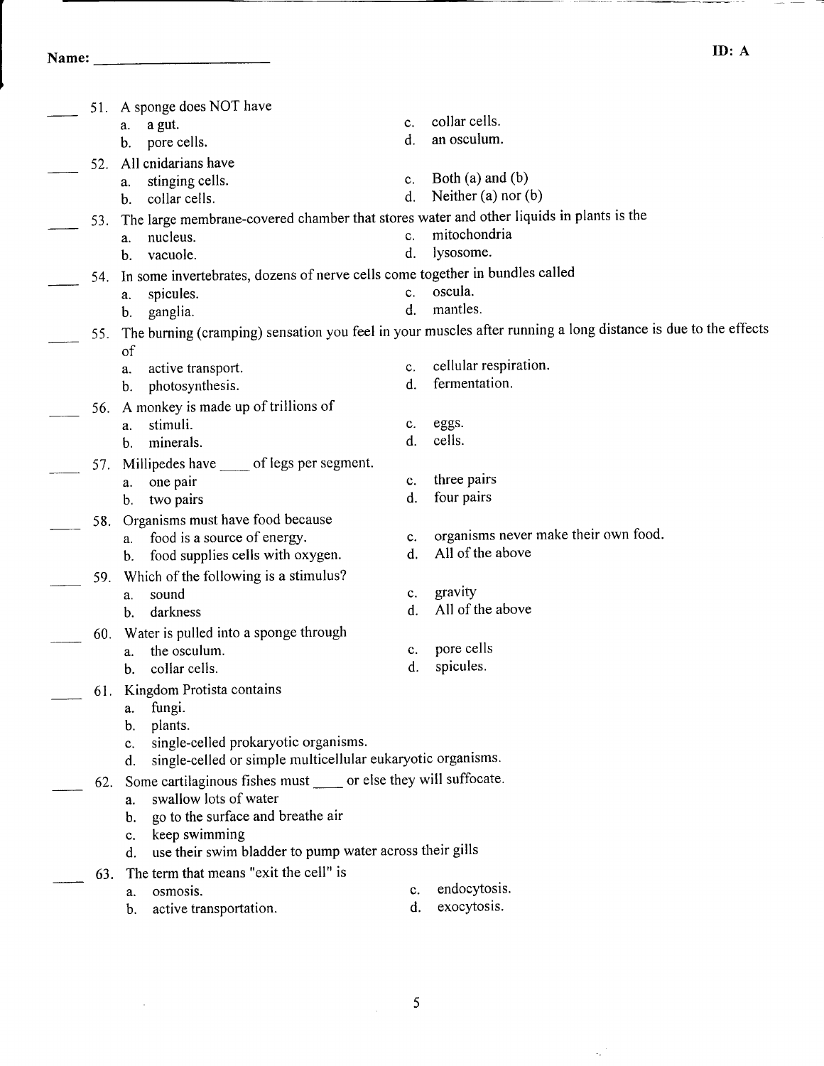Name: ______________________ ID: A

____ 51. A sponge does NOT have
- a. a gut.
- b. pore cells.
- c. collar cells.
- d. an osculum.

____ 52. All cnidarians have
- a. stinging cells.
- b. collar cells.
- c. Both (a) and (b)
- d. Neither (a) nor (b)

____ 53. The large membrane-covered chamber that stores water and other liquids in plants is the
- a. nucleus.
- b. vacuole.
- c. mitochondria
- d. lysosome.

____ 54. In some invertebrates, dozens of nerve cells come together in bundles called
- a. spicules.
- b. ganglia.
- c. oscula.
- d. mantles.

____ 55. The burning (cramping) sensation you feel in your muscles after running a long distance is due to the effects of
- a. active transport.
- b. photosynthesis.
- c. cellular respiration.
- d. fermentation.

____ 56. A monkey is made up of trillions of
- a. stimuli.
- b. minerals.
- c. eggs.
- d. cells.

____ 57. Millipedes have ____ of legs per segment.
- a. one pair
- b. two pairs
- c. three pairs
- d. four pairs

____ 58. Organisms must have food because
- a. food is a source of energy.
- b. food supplies cells with oxygen.
- c. organisms never make their own food.
- d. All of the above

____ 59. Which of the following is a stimulus?
- a. sound
- b. darkness
- c. gravity
- d. All of the above

____ 60. Water is pulled into a sponge through
- a. the osculum.
- b. collar cells.
- c. pore cells
- d. spicules.

____ 61. Kingdom Protista contains
- a. fungi.
- b. plants.
- c. single-celled prokaryotic organisms.
- d. single-celled or simple multicellular eukaryotic organisms.

____ 62. Some cartilaginous fishes must ____ or else they will suffocate.
- a. swallow lots of water
- b. go to the surface and breathe air
- c. keep swimming
- d. use their swim bladder to pump water across their gills

____ 63. The term that means "exit the cell" is
- a. osmosis.
- b. active transportation.
- c. endocytosis.
- d. exocytosis.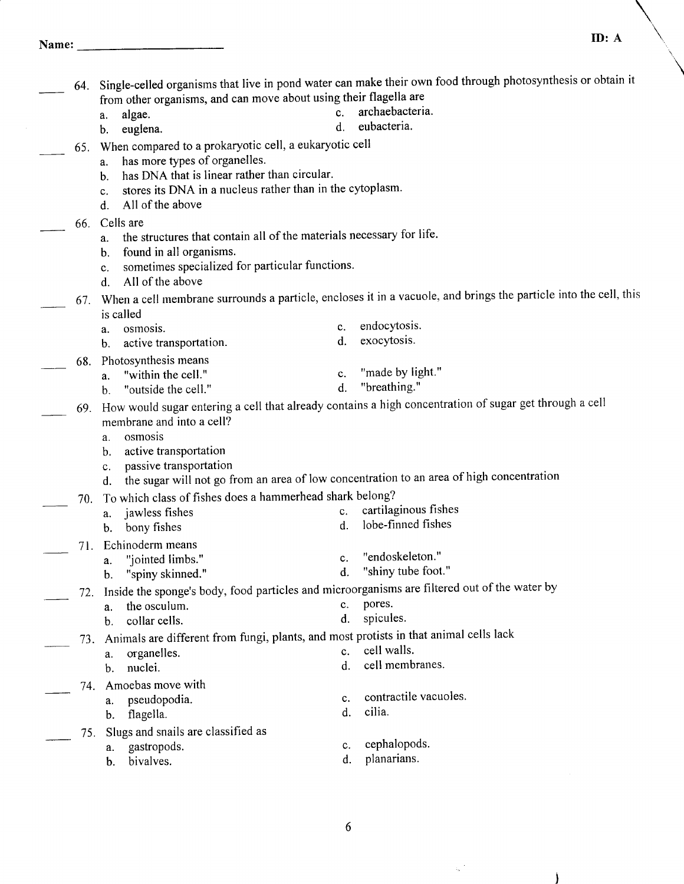Name: ______________________ ID: A

____ 64. Single-celled organisms that live in pond water can make their own food through photosynthesis or obtain it from other organisms, and can move about using their flagella are
   a. algae.
   b. euglena.
   c. archaebacteria.
   d. eubacteria.

____ 65. When compared to a prokaryotic cell, a eukaryotic cell
   a. has more types of organelles.
   b. has DNA that is linear rather than circular.
   c. stores its DNA in a nucleus rather than in the cytoplasm.
   d. All of the above

____ 66. Cells are
   a. the structures that contain all of the materials necessary for life.
   b. found in all organisms.
   c. sometimes specialized for particular functions.
   d. All of the above

____ 67. When a cell membrane surrounds a particle, encloses it in a vacuole, and brings the particle into the cell, this is called
   a. osmosis.
   b. active transportation.
   c. endocytosis.
   d. exocytosis.

____ 68. Photosynthesis means
   a. "within the cell."
   b. "outside the cell."
   c. "made by light."
   d. "breathing."

____ 69. How would sugar entering a cell that already contains a high concentration of sugar get through a cell membrane and into a cell?
   a. osmosis
   b. active transportation
   c. passive transportation
   d. the sugar will not go from an area of low concentration to an area of high concentration

____ 70. To which class of fishes does a hammerhead shark belong?
   a. jawless fishes
   b. bony fishes
   c. cartilaginous fishes
   d. lobe-finned fishes

____ 71. Echinoderm means
   a. "jointed limbs."
   b. "spiny skinned."
   c. "endoskeleton."
   d. "shiny tube foot."

____ 72. Inside the sponge's body, food particles and microorganisms are filtered out of the water by
   a. the osculum.
   b. collar cells.
   c. pores.
   d. spicules.

____ 73. Animals are different from fungi, plants, and most protists in that animal cells lack
   a. organelles.
   b. nuclei.
   c. cell walls.
   d. cell membranes.

____ 74. Amoebas move with
   a. pseudopodia.
   b. flagella.
   c. contractile vacuoles.
   d. cilia.

____ 75. Slugs and snails are classified as
   a. gastropods.
   b. bivalves.
   c. cephalopods.
   d. planarians.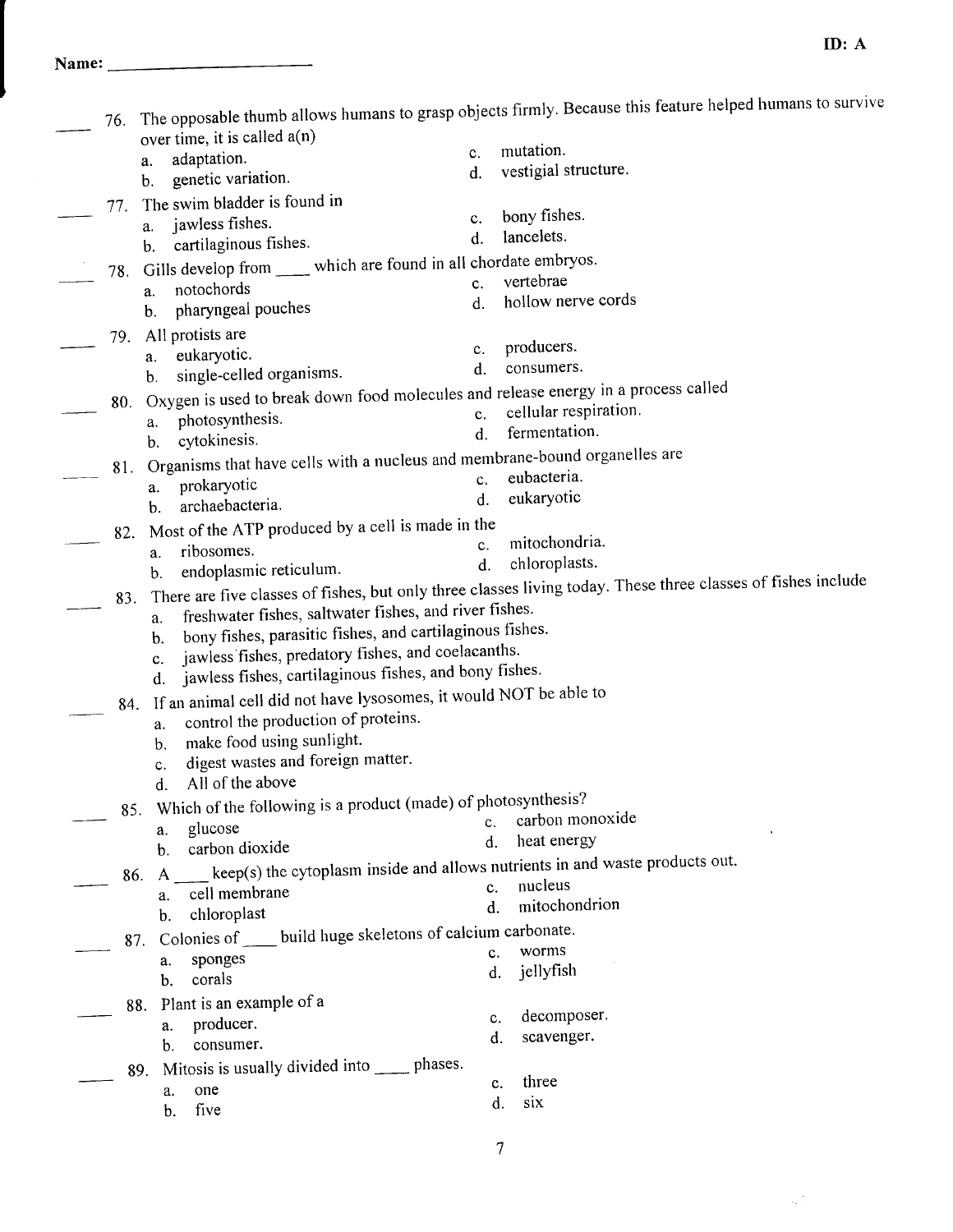Name: ______________________

ID: A

____ 76. The opposable thumb allows humans to grasp objects firmly. Because this feature helped humans to survive over time, it is called a(n)
   a. adaptation.
   b. genetic variation.
   c. mutation.
   d. vestigial structure.

____ 77. The swim bladder is found in
   a. jawless fishes.
   b. cartilaginous fishes.
   c. bony fishes.
   d. lancelets.

____ 78. Gills develop from ____ which are found in all chordate embryos.
   a. notochords
   b. pharyngeal pouches
   c. vertebrae
   d. hollow nerve cords

____ 79. All protists are
   a. eukaryotic.
   b. single-celled organisms.
   c. producers.
   d. consumers.

____ 80. Oxygen is used to break down food molecules and release energy in a process called
   a. photosynthesis.
   b. cytokinesis.
   c. cellular respiration.
   d. fermentation.

____ 81. Organisms that have cells with a nucleus and membrane-bound organelles are
   a. prokaryotic
   b. archaebacteria.
   c. eubacteria.
   d. eukaryotic

____ 82. Most of the ATP produced by a cell is made in the
   a. ribosomes.
   b. endoplasmic reticulum.
   c. mitochondria.
   d. chloroplasts.

____ 83. There are five classes of fishes, but only three classes living today. These three classes of fishes include
   a. freshwater fishes, saltwater fishes, and river fishes.
   b. bony fishes, parasitic fishes, and cartilaginous fishes.
   c. jawless fishes, predatory fishes, and coelacanths.
   d. jawless fishes, cartilaginous fishes, and bony fishes.

____ 84. If an animal cell did not have lysosomes, it would NOT be able to
   a. control the production of proteins.
   b. make food using sunlight.
   c. digest wastes and foreign matter.
   d. All of the above

____ 85. Which of the following is a product (made) of photosynthesis?
   a. glucose
   b. carbon dioxide
   c. carbon monoxide
   d. heat energy

____ 86. A ____ keep(s) the cytoplasm inside and allows nutrients in and waste products out.
   a. cell membrane
   b. chloroplast
   c. nucleus
   d. mitochondrion

____ 87. Colonies of ____ build huge skeletons of calcium carbonate.
   a. sponges
   b. corals
   c. worms
   d. jellyfish

____ 88. Plant is an example of a
   a. producer.
   b. consumer.
   c. decomposer.
   d. scavenger.

____ 89. Mitosis is usually divided into ____ phases.
   a. one
   b. five
   c. three
   d. six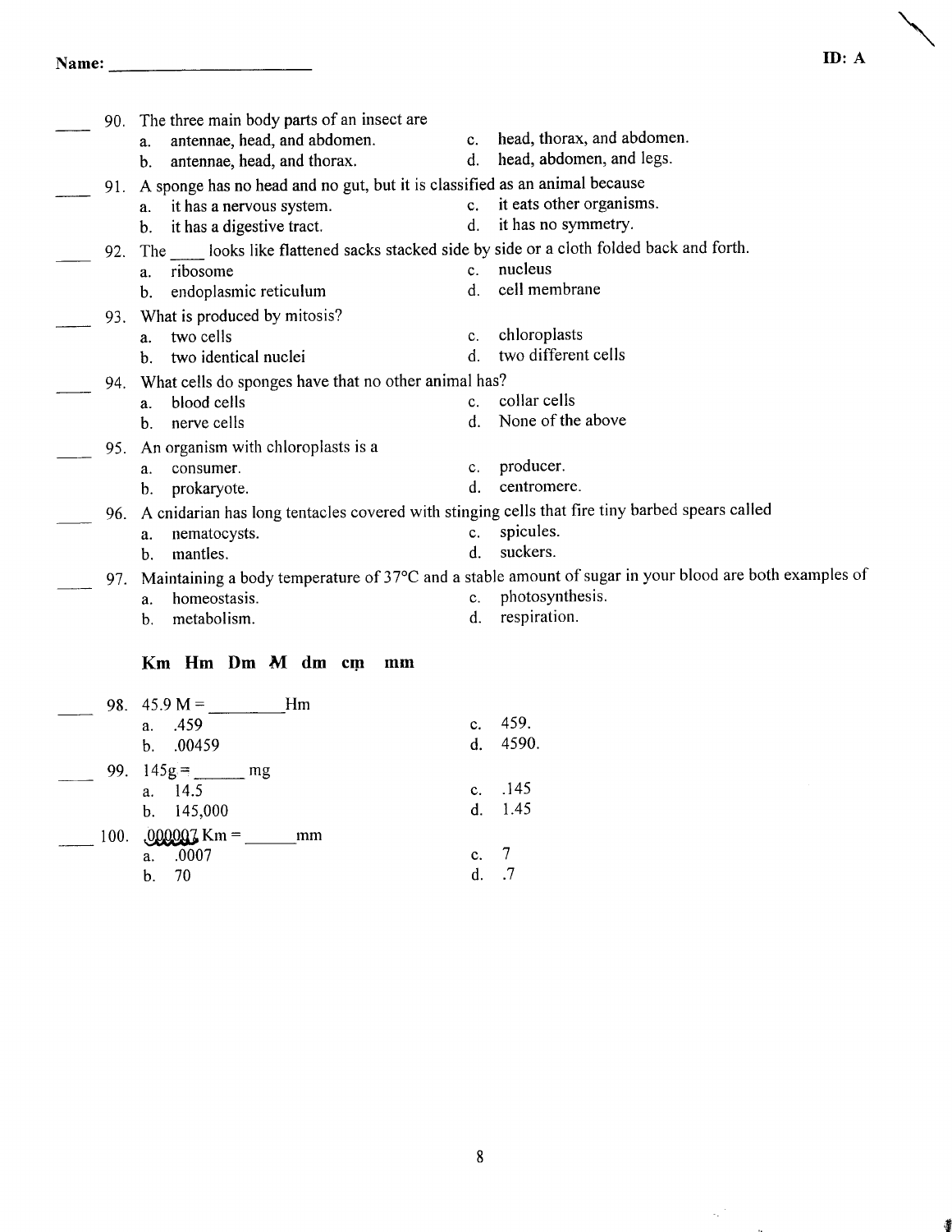Name: ______________________ ID: A

____ 90. The three main body parts of an insect are
  a. antennae, head, and abdomen.
  b. antennae, head, and thorax.
  c. head, thorax, and abdomen.
  d. head, abdomen, and legs.

____ 91. A sponge has no head and no gut, but it is classified as an animal because
  a. it has a nervous system.
  b. it has a digestive tract.
  c. it eats other organisms.
  d. it has no symmetry.

____ 92. The ____ looks like flattened sacks stacked side by side or a cloth folded back and forth.
  a. ribosome
  b. endoplasmic reticulum
  c. nucleus
  d. cell membrane

____ 93. What is produced by mitosis?
  a. two cells
  b. two identical nuclei
  c. chloroplasts
  d. two different cells

____ 94. What cells do sponges have that no other animal has?
  a. blood cells
  b. nerve cells
  c. collar cells
  d. None of the above

____ 95. An organism with chloroplasts is a
  a. consumer.
  b. prokaryote.
  c. producer.
  d. centromere.

____ 96. A cnidarian has long tentacles covered with stinging cells that fire tiny barbed spears called
  a. nematocysts.
  b. mantles.
  c. spicules.
  d. suckers.

____ 97. Maintaining a body temperature of 37°C and a stable amount of sugar in your blood are both examples of
  a. homeostasis.
  b. metabolism.
  c. photosynthesis.
  d. respiration.

**Km Hm Dm M dm cm mm**

____ 98. 45.9 M = ________Hm
  a. .459
  b. .00459
  c. 459.
  d. 4590.

____ 99. 145g = ______ mg
  a. 14.5
  b. 145,000
  c. .145
  d. 1.45

____ 100. .000007 Km = ______mm
  a. .0007
  b. 70
  c. 7
  d. .7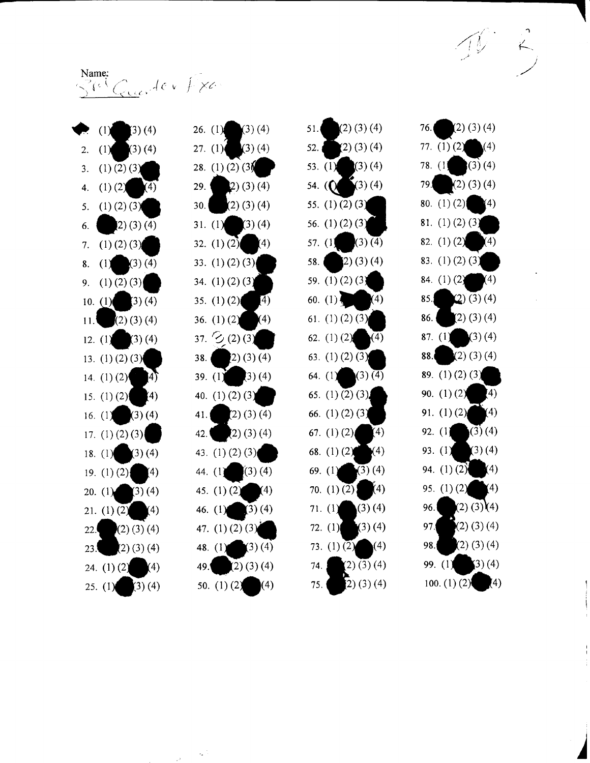Name: 3rd Quarter Exa

1. (1) ● (3) (4)
2. (1) ● (3) (4)
3. (1) (2) (3) ●
4. (1) (2) ● (4)
5. (1) (2) (3) ●
6. ● (2) (3) (4)
7. (1) (2) (3) ●
8. (1) ● (3) (4)
9. (1) (2) (3) ●
10. (1) ● (3) (4)
11. ● (2) (3) (4)
12. (1) ● (3) (4)
13. (1) (2) (3) ●
14. (1) (2) ● (4)
15. (1) (2) ● (4)
16. (1) ● (3) (4)
17. (1) (2) (3) ●
18. (1) ● (3) (4)
19. (1) (2) ● (4)
20. (1) ● (3) (4)
21. (1) (2) ● (4)
22. ● (2) (3) (4)
23. ● (2) (3) (4)
24. (1) (2) ● (4)
25. (1) ● (3) (4)
26. (1) ● (3) (4)
27. (1) ● (3) (4)
28. (1) (2) (3) ●
29. ● (2) (3) (4)
30. ● (2) (3) (4)
31. (1) ● (3) (4)
32. (1) (2) ● (4)
33. (1) (2) (3) ●
34. (1) (2) (3) ●
35. (1) (2) ● (4)
36. (1) (2) ● (4)
37. (2) (2) (3) ●
38. ● (2) (3) (4)
39. (1) ● (3) (4)
40. (1) (2) (3) ●
41. ● (2) (3) (4)
42. ● (2) (3) (4)
43. (1) (2) (3) ●
44. (1) ● (3) (4)
45. (1) (2) ● (4)
46. (1) ● (3) (4)
47. (1) (2) (3) ●
48. (1) ● (3) (4)
49. ● (2) (3) (4)
50. (1) (2) ● (4)
51. ● (2) (3) (4)
52. ● (2) (3) (4)
53. (1) ● (3) (4)
54. (1) ● (3) (4)
55. (1) (2) (3) ●
56. (1) (2) (3) ●
57. (1) ● (3) (4)
58. ● (2) (3) (4)
59. (1) (2) (3) ●
60. (1) ● (4)
61. (1) (2) (3) ●
62. (1) (2) ● (4)
63. (1) (2) (3) ●
64. (1) ● (3) (4)
65. (1) (2) (3) ●
66. (1) (2) (3) ●
67. (1) (2) ● (4)
68. (1) (2) ● (4)
69. (1) ● (3) (4)
70. (1) (2) ● (4)
71. (1) ● (3) (4)
72. (1) ● (3) (4)
73. (1) (2) ● (4)
74. ● (2) (3) (4)
75. ● (2) (3) (4)
76. ● (2) (3) (4)
77. (1) (2) ● (4)
78. (1) ● (3) (4)
79. ● (2) (3) (4)
80. (1) (2) ● (4)
81. (1) (2) (3) ●
82. (1) (2) ● (4)
83. (1) (2) (3) ●
84. (1) (2) ● (4)
85. ● (2) (3) (4)
86. ● (2) (3) (4)
87. (1) ● (3) (4)
88. ● (2) (3) (4)
89. (1) (2) (3) ●
90. (1) (2) ● (4)
91. (1) (2) ● (4)
92. (1) ● (3) (4)
93. (1) ● (3) (4)
94. (1) (2) ● (4)
95. (1) (2) ● (4)
96. ● (2) (3) (4)
97. ● (2) (3) (4)
98. ● (2) (3) (4)
99. (1) ● (3) (4)
100. (1) (2) ● (4)